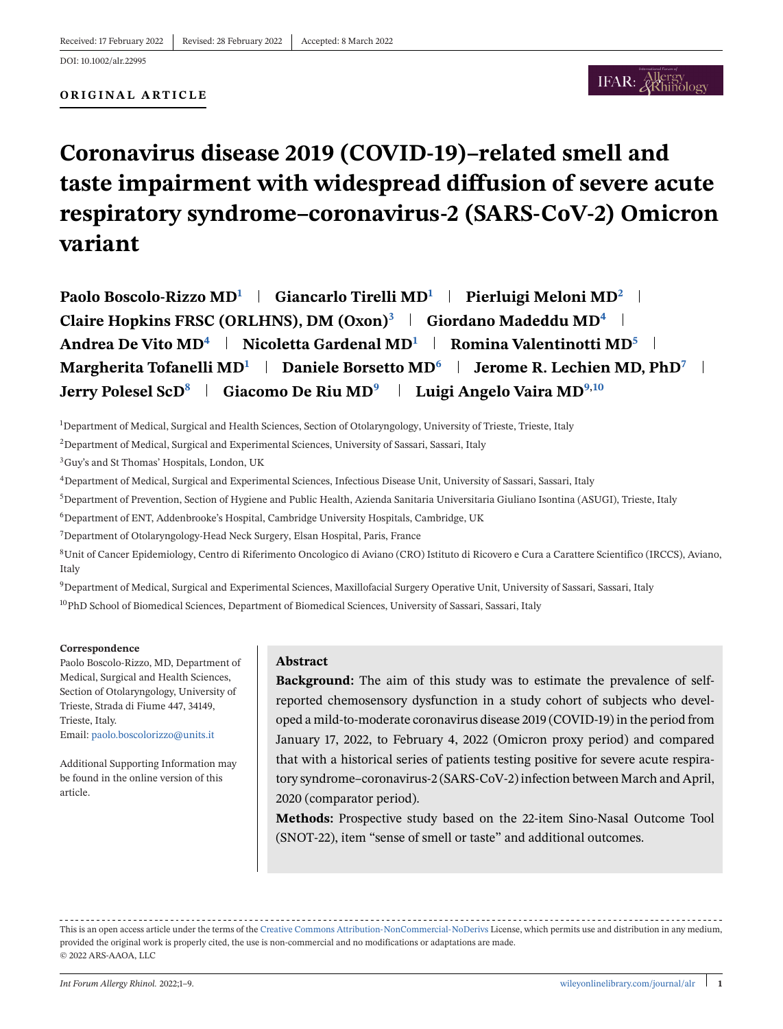Received: 17 February 2022 | Revised: 28 February 2022 | Accepted: 8 March 2022

DOI: 10.1002/alr.22995

**ORIGINAL ARTICLE**

# Coronavirus disease 2019 (COVID-19)–related smell and taste impairment with widespread diffusion of severe acute respiratory syndrome–coronavirus-2 (SARS-CoV-2) Omicron variant

**Paolo Boscolo-Rizzo MD[1] | Giancarlo Tirelli MD[1] | Pierluigi Meloni MD[2] | Claire Hopkins FRSC (ORLHNS), DM (Oxon)[3] | Giordano Madeddu MD[4] | Andrea De Vito MD[4] | Nicoletta Gardenal MD[1] | Romina Valentinotti MD[5] | Margherita Tofanelli MD[1] | Daniele Borsetto MD[6] | Jerome R. Lechien MD, PhD[7] | Jerry Polesel ScD[8] | Giacomo De Riu MD[9] | Luigi Angelo Vaira MD[9,10]**

[1]Department of Medical, Surgical and Health Sciences, Section of Otolaryngology, University of Trieste, Trieste, Italy

[2]Department of Medical, Surgical and Experimental Sciences, University of Sassari, Sassari, Italy

[3]Guy's and St Thomas' Hospitals, London, UK

[4]Department of Medical, Surgical and Experimental Sciences, Infectious Disease Unit, University of Sassari, Sassari, Italy

[5]Department of Prevention, Section of Hygiene and Public Health, Azienda Sanitaria Universitaria Giuliano Isontina (ASUGI), Trieste, Italy

[6]Department of ENT, Addenbrooke's Hospital, Cambridge University Hospitals, Cambridge, UK

[7]Department of Otolaryngology-Head Neck Surgery, Elsan Hospital, Paris, France

[8]Unit of Cancer Epidemiology, Centro di Riferimento Oncologico di Aviano (CRO) Istituto di Ricovero e Cura a Carattere Scientifico (IRCCS), Aviano, Italy

[9]Department of Medical, Surgical and Experimental Sciences, Maxillofacial Surgery Operative Unit, University of Sassari, Sassari, Italy

[10]PhD School of Biomedical Sciences, Department of Biomedical Sciences, University of Sassari, Sassari, Italy

**Correspondence**

Paolo Boscolo-Rizzo, MD, Department of Medical, Surgical and Health Sciences, Section of Otolaryngology, University of Trieste, Strada di Fiume 447, 34149, Trieste, Italy.
Email: paolo.boscolorizzo@units.it

Additional Supporting Information may be found in the online version of this article.

## Abstract

**Background:** The aim of this study was to estimate the prevalence of self-reported chemosensory dysfunction in a study cohort of subjects who developed a mild-to-moderate coronavirus disease 2019 (COVID-19) in the period from January 17, 2022, to February 4, 2022 (Omicron proxy period) and compared that with a historical series of patients testing positive for severe acute respiratory syndrome–coronavirus-2 (SARS-CoV-2) infection between March and April, 2020 (comparator period).

**Methods:** Prospective study based on the 22-item Sino-Nasal Outcome Tool (SNOT-22), item "sense of smell or taste" and additional outcomes.

This is an open access article under the terms of the Creative Commons Attribution-NonCommercial-NoDerivs License, which permits use and distribution in any medium, provided the original work is properly cited, the use is non-commercial and no modifications or adaptations are made.
© 2022 ARS-AAOA, LLC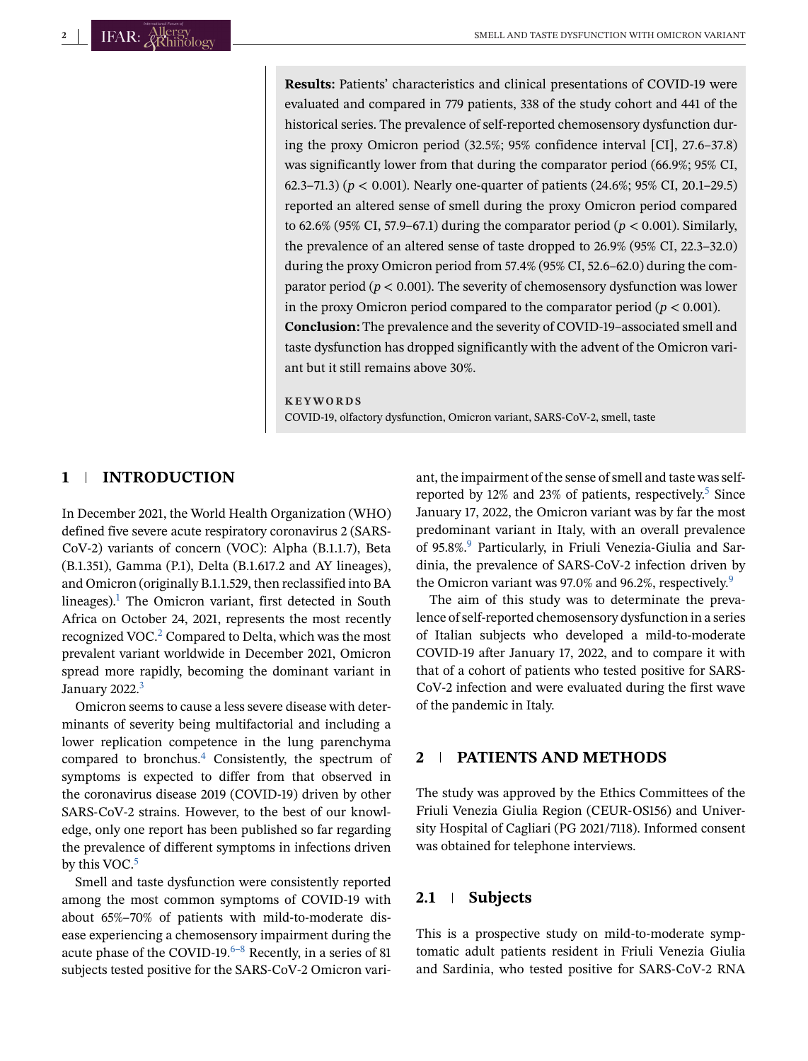**Results:** Patients' characteristics and clinical presentations of COVID-19 were evaluated and compared in 779 patients, 338 of the study cohort and 441 of the historical series. The prevalence of self-reported chemosensory dysfunction during the proxy Omicron period (32.5%; 95% confidence interval [CI], 27.6–37.8) was significantly lower from that during the comparator period (66.9%; 95% CI, 62.3–71.3) ($p < 0.001$). Nearly one-quarter of patients (24.6%; 95% CI, 20.1–29.5) reported an altered sense of smell during the proxy Omicron period compared to 62.6% (95% CI, 57.9–67.1) during the comparator period ($p < 0.001$). Similarly, the prevalence of an altered sense of taste dropped to 26.9% (95% CI, 22.3–32.0) during the proxy Omicron period from 57.4% (95% CI, 52.6–62.0) during the comparator period ($p < 0.001$). The severity of chemosensory dysfunction was lower in the proxy Omicron period compared to the comparator period ($p < 0.001$).

**Conclusion:** The prevalence and the severity of COVID-19–associated smell and taste dysfunction has dropped significantly with the advent of the Omicron variant but it still remains above 30%.

**KEYWORDS**

COVID-19, olfactory dysfunction, Omicron variant, SARS-CoV-2, smell, taste

## 1 INTRODUCTION

In December 2021, the World Health Organization (WHO) defined five severe acute respiratory coronavirus 2 (SARS-CoV-2) variants of concern (VOC): Alpha (B.1.1.7), Beta (B.1.351), Gamma (P.1), Delta (B.1.617.2 and AY lineages), and Omicron (originally B.1.1.529, then reclassified into BA lineages).[1] The Omicron variant, first detected in South Africa on October 24, 2021, represents the most recently recognized VOC.[2] Compared to Delta, which was the most prevalent variant worldwide in December 2021, Omicron spread more rapidly, becoming the dominant variant in January 2022.[3]

Omicron seems to cause a less severe disease with determinants of severity being multifactorial and including a lower replication competence in the lung parenchyma compared to bronchus.[4] Consistently, the spectrum of symptoms is expected to differ from that observed in the coronavirus disease 2019 (COVID-19) driven by other SARS-CoV-2 strains. However, to the best of our knowledge, only one report has been published so far regarding the prevalence of different symptoms in infections driven by this VOC.[5]

Smell and taste dysfunction were consistently reported among the most common symptoms of COVID-19 with about 65%–70% of patients with mild-to-moderate disease experiencing a chemosensory impairment during the acute phase of the COVID-19.[6–8] Recently, in a series of 81 subjects tested positive for the SARS-CoV-2 Omicron variant, the impairment of the sense of smell and taste was self-reported by 12% and 23% of patients, respectively.[5] Since January 17, 2022, the Omicron variant was by far the most predominant variant in Italy, with an overall prevalence of 95.8%.[9] Particularly, in Friuli Venezia-Giulia and Sardinia, the prevalence of SARS-CoV-2 infection driven by the Omicron variant was 97.0% and 96.2%, respectively.[9]

The aim of this study was to determinate the prevalence of self-reported chemosensory dysfunction in a series of Italian subjects who developed a mild-to-moderate COVID-19 after January 17, 2022, and to compare it with that of a cohort of patients who tested positive for SARS-CoV-2 infection and were evaluated during the first wave of the pandemic in Italy.

## 2 PATIENTS AND METHODS

The study was approved by the Ethics Committees of the Friuli Venezia Giulia Region (CEUR-OS156) and University Hospital of Cagliari (PG 2021/7118). Informed consent was obtained for telephone interviews.

### 2.1 Subjects

This is a prospective study on mild-to-moderate symptomatic adult patients resident in Friuli Venezia Giulia and Sardinia, who tested positive for SARS-CoV-2 RNA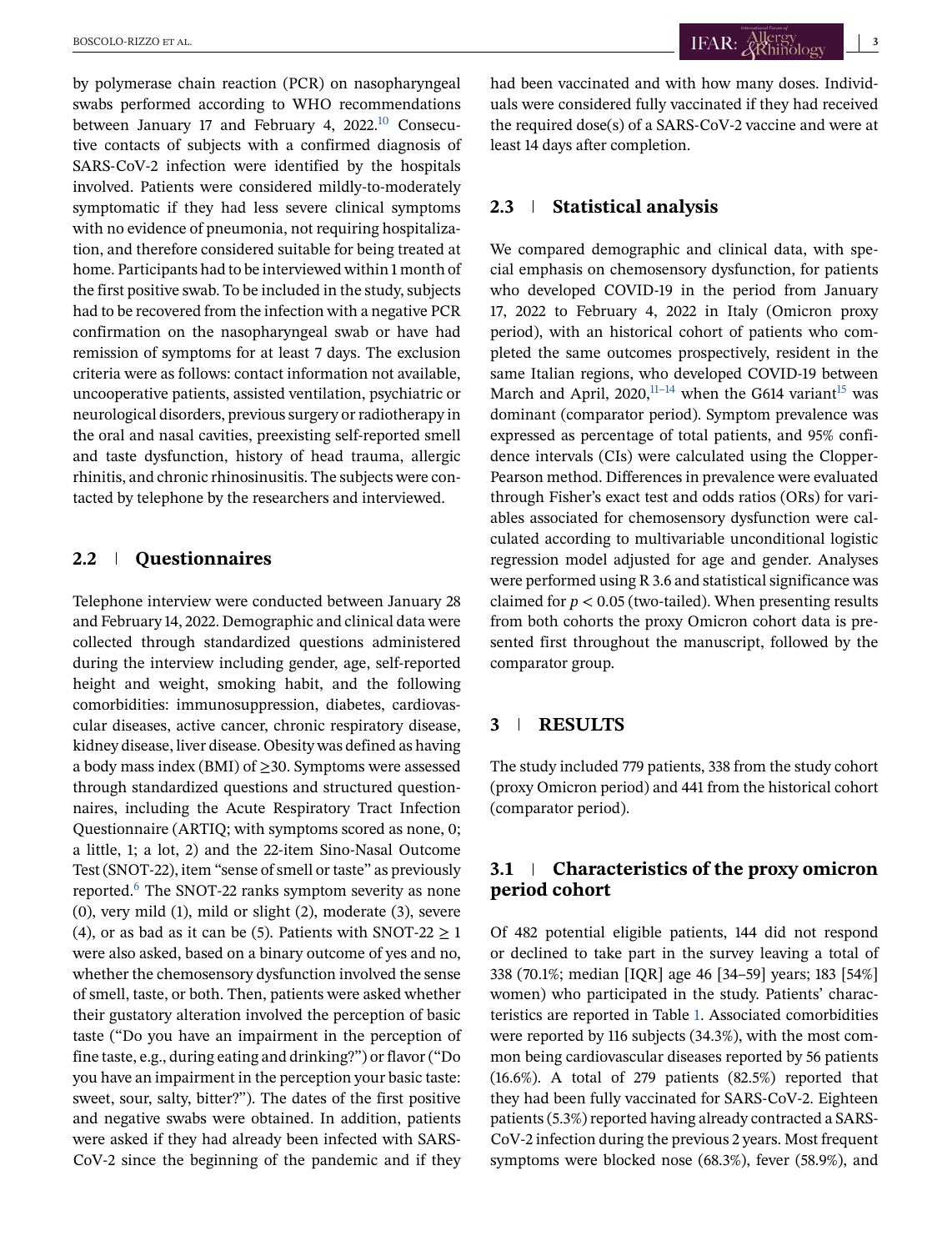by polymerase chain reaction (PCR) on nasopharyngeal swabs performed according to WHO recommendations between January 17 and February 4, 2022.[10] Consecutive contacts of subjects with a confirmed diagnosis of SARS-CoV-2 infection were identified by the hospitals involved. Patients were considered mildly-to-moderately symptomatic if they had less severe clinical symptoms with no evidence of pneumonia, not requiring hospitalization, and therefore considered suitable for being treated at home. Participants had to be interviewed within 1 month of the first positive swab. To be included in the study, subjects had to be recovered from the infection with a negative PCR confirmation on the nasopharyngeal swab or have had remission of symptoms for at least 7 days. The exclusion criteria were as follows: contact information not available, uncooperative patients, assisted ventilation, psychiatric or neurological disorders, previous surgery or radiotherapy in the oral and nasal cavities, preexisting self-reported smell and taste dysfunction, history of head trauma, allergic rhinitis, and chronic rhinosinusitis. The subjects were contacted by telephone by the researchers and interviewed.

## 2.2 | Questionnaires

Telephone interview were conducted between January 28 and February 14, 2022. Demographic and clinical data were collected through standardized questions administered during the interview including gender, age, self-reported height and weight, smoking habit, and the following comorbidities: immunosuppression, diabetes, cardiovascular diseases, active cancer, chronic respiratory disease, kidney disease, liver disease. Obesity was defined as having a body mass index (BMI) of ≥30. Symptoms were assessed through standardized questions and structured questionnaires, including the Acute Respiratory Tract Infection Questionnaire (ARTIQ; with symptoms scored as none, 0; a little, 1; a lot, 2) and the 22-item Sino-Nasal Outcome Test (SNOT-22), item "sense of smell or taste" as previously reported.[6] The SNOT-22 ranks symptom severity as none (0), very mild (1), mild or slight (2), moderate (3), severe (4), or as bad as it can be (5). Patients with SNOT-22 ≥ 1 were also asked, based on a binary outcome of yes and no, whether the chemosensory dysfunction involved the sense of smell, taste, or both. Then, patients were asked whether their gustatory alteration involved the perception of basic taste ("Do you have an impairment in the perception of fine taste, e.g., during eating and drinking?") or flavor ("Do you have an impairment in the perception your basic taste: sweet, sour, salty, bitter?"). The dates of the first positive and negative swabs were obtained. In addition, patients were asked if they had already been infected with SARS-CoV-2 since the beginning of the pandemic and if they had been vaccinated and with how many doses. Individuals were considered fully vaccinated if they had received the required dose(s) of a SARS-CoV-2 vaccine and were at least 14 days after completion.

## 2.3 | Statistical analysis

We compared demographic and clinical data, with special emphasis on chemosensory dysfunction, for patients who developed COVID-19 in the period from January 17, 2022 to February 4, 2022 in Italy (Omicron proxy period), with an historical cohort of patients who completed the same outcomes prospectively, resident in the same Italian regions, who developed COVID-19 between March and April, 2020,[11–14] when the G614 variant[15] was dominant (comparator period). Symptom prevalence was expressed as percentage of total patients, and 95% confidence intervals (CIs) were calculated using the Clopper-Pearson method. Differences in prevalence were evaluated through Fisher's exact test and odds ratios (ORs) for variables associated for chemosensory dysfunction were calculated according to multivariable unconditional logistic regression model adjusted for age and gender. Analyses were performed using R 3.6 and statistical significance was claimed for $p < 0.05$ (two-tailed). When presenting results from both cohorts the proxy Omicron cohort data is presented first throughout the manuscript, followed by the comparator group.

# 3 | RESULTS

The study included 779 patients, 338 from the study cohort (proxy Omicron period) and 441 from the historical cohort (comparator period).

## 3.1 | Characteristics of the proxy omicron period cohort

Of 482 potential eligible patients, 144 did not respond or declined to take part in the survey leaving a total of 338 (70.1%; median [IQR] age 46 [34–59] years; 183 [54%] women) who participated in the study. Patients' characteristics are reported in Table 1. Associated comorbidities were reported by 116 subjects (34.3%), with the most common being cardiovascular diseases reported by 56 patients (16.6%). A total of 279 patients (82.5%) reported that they had been fully vaccinated for SARS-CoV-2. Eighteen patients (5.3%) reported having already contracted a SARS-CoV-2 infection during the previous 2 years. Most frequent symptoms were blocked nose (68.3%), fever (58.9%), and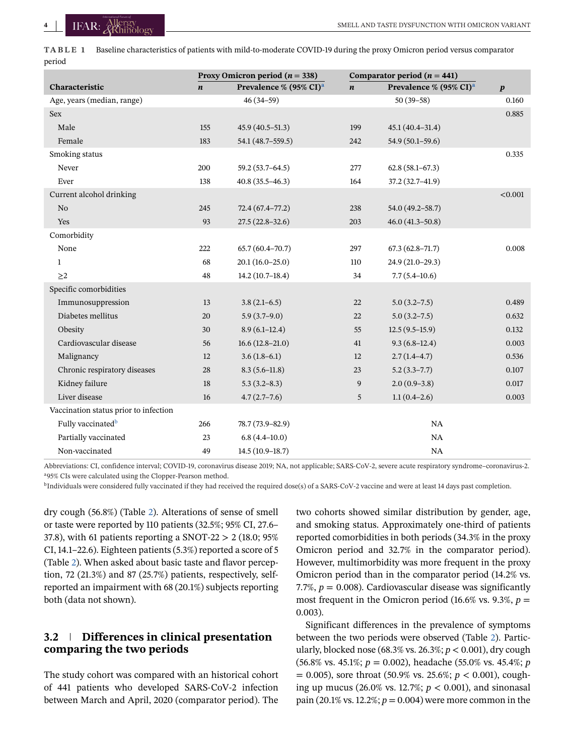**TABLE 1** Baseline characteristics of patients with mild-to-moderate COVID-19 during the proxy Omicron period versus comparator period

| | Proxy Omicron period ($n$ = 338) | | Comparator period ($n$ = 441) | | |
|---|---|---|---|---|---|
| **Characteristic** | ***n*** | **Prevalence % (95% CI)**[a] | ***n*** | **Prevalence % (95% CI)**[a] | ***p*** |
| Age, years (median, range) | | 46 (34–59) | | 50 (39–58) | 0.160 |
| Sex | | | | | 0.885 |
| Male | 155 | 45.9 (40.5–51.3) | 199 | 45.1 (40.4–31.4) | |
| Female | 183 | 54.1 (48.7–559.5) | 242 | 54.9 (50.1–59.6) | |
| Smoking status | | | | | 0.335 |
| Never | 200 | 59.2 (53.7–64.5) | 277 | 62.8 (58.1–67.3) | |
| Ever | 138 | 40.8 (35.5–46.3) | 164 | 37.2 (32.7–41.9) | |
| Current alcohol drinking | | | | | <0.001 |
| No | 245 | 72.4 (67.4–77.2) | 238 | 54.0 (49.2–58.7) | |
| Yes | 93 | 27.5 (22.8–32.6) | 203 | 46.0 (41.3–50.8) | |
| Comorbidity | | | | | |
| None | 222 | 65.7 (60.4–70.7) | 297 | 67.3 (62.8–71.7) | 0.008 |
| 1 | 68 | 20.1 (16.0–25.0) | 110 | 24.9 (21.0–29.3) | |
| ≥2 | 48 | 14.2 (10.7–18.4) | 34 | 7.7 (5.4–10.6) | |
| Specific comorbidities | | | | | |
| Immunosuppression | 13 | 3.8 (2.1–6.5) | 22 | 5.0 (3.2–7.5) | 0.489 |
| Diabetes mellitus | 20 | 5.9 (3.7–9.0) | 22 | 5.0 (3.2–7.5) | 0.632 |
| Obesity | 30 | 8.9 (6.1–12.4) | 55 | 12.5 (9.5–15.9) | 0.132 |
| Cardiovascular disease | 56 | 16.6 (12.8–21.0) | 41 | 9.3 (6.8–12.4) | 0.003 |
| Malignancy | 12 | 3.6 (1.8–6.1) | 12 | 2.7 (1.4–4.7) | 0.536 |
| Chronic respiratory diseases | 28 | 8.3 (5.6–11.8) | 23 | 5.2 (3.3–7.7) | 0.107 |
| Kidney failure | 18 | 5.3 (3.2–8.3) | 9 | 2.0 (0.9–3.8) | 0.017 |
| Liver disease | 16 | 4.7 (2.7–7.6) | 5 | 1.1 (0.4–2.6) | 0.003 |
| Vaccination status prior to infection | | | | | |
| Fully vaccinated[b] | 266 | 78.7 (73.9–82.9) | | NA | |
| Partially vaccinated | 23 | 6.8 (4.4–10.0) | | NA | |
| Non-vaccinated | 49 | 14.5 (10.9–18.7) | | NA | |

Abbreviations: CI, confidence interval; COVID-19, coronavirus disease 2019; NA, not applicable; SARS-CoV-2, severe acute respiratory syndrome–coronavirus-2.
[a]95% CIs were calculated using the Clopper-Pearson method.
[b]Individuals were considered fully vaccinated if they had received the required dose(s) of a SARS-CoV-2 vaccine and were at least 14 days past completion.

dry cough (56.8%) (Table 2). Alterations of sense of smell or taste were reported by 110 patients (32.5%; 95% CI, 27.6–37.8), with 61 patients reporting a SNOT-22 > 2 (18.0; 95% CI, 14.1–22.6). Eighteen patients (5.3%) reported a score of 5 (Table 2). When asked about basic taste and flavor perception, 72 (21.3%) and 87 (25.7%) patients, respectively, self-reported an impairment with 68 (20.1%) subjects reporting both (data not shown).

## 3.2 | Differences in clinical presentation comparing the two periods

The study cohort was compared with an historical cohort of 441 patients who developed SARS-CoV-2 infection between March and April, 2020 (comparator period). The two cohorts showed similar distribution by gender, age, and smoking status. Approximately one-third of patients reported comorbidities in both periods (34.3% in the proxy Omicron period and 32.7% in the comparator period). However, multimorbidity was more frequent in the proxy Omicron period than in the comparator period (14.2% vs. 7.7%, $p$ = 0.008). Cardiovascular disease was significantly most frequent in the Omicron period (16.6% vs. 9.3%, $p$ = 0.003).

Significant differences in the prevalence of symptoms between the two periods were observed (Table 2). Particularly, blocked nose (68.3% vs. 26.3%; $p$ < 0.001), dry cough (56.8% vs. 45.1%; $p$ = 0.002), headache (55.0% vs. 45.4%; $p$ = 0.005), sore throat (50.9% vs. 25.6%; $p$ < 0.001), coughing up mucus (26.0% vs. 12.7%; $p$ < 0.001), and sinonasal pain (20.1% vs. 12.2%; $p$ = 0.004) were more common in the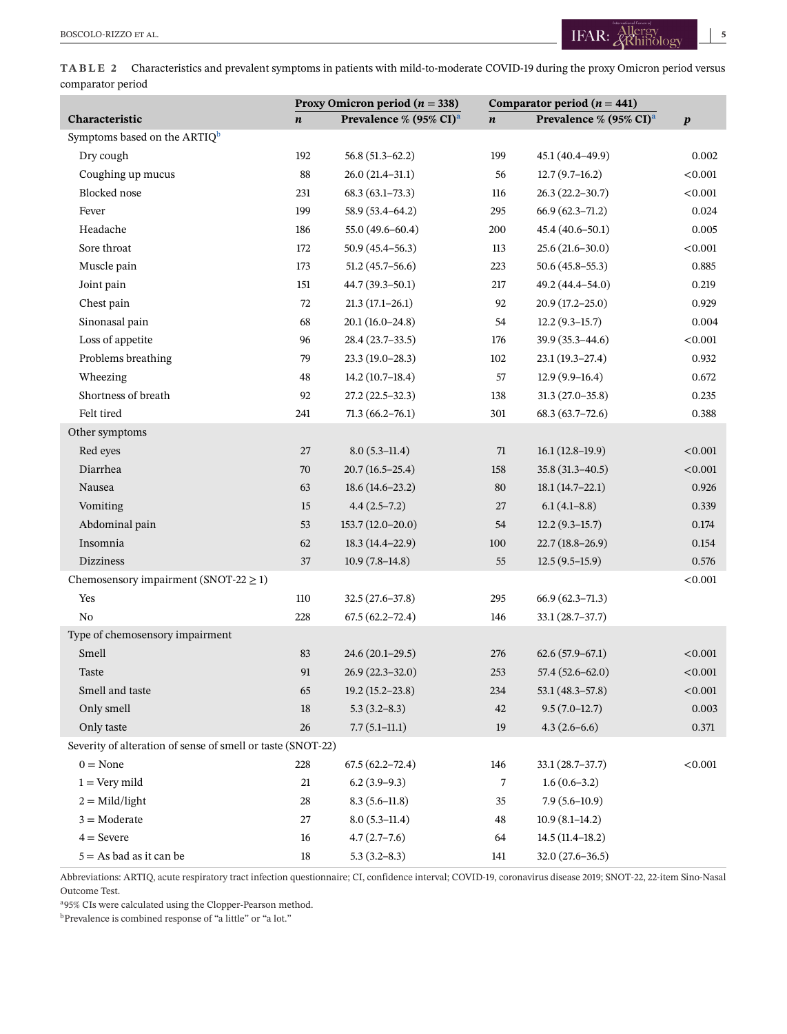**TABLE 2** Characteristics and prevalent symptoms in patients with mild-to-moderate COVID-19 during the proxy Omicron period versus comparator period

| Characteristic | Proxy Omicron period ($n$ = 338) | | Comparator period ($n$ = 441) | | |
|---|---|---|---|---|---|
| | $n$ | Prevalence % (95% CI)[a] | $n$ | Prevalence % (95% CI)[a] | $p$ |
| Symptoms based on the ARTIQ[b] | | | | | |
| Dry cough | 192 | 56.8 (51.3–62.2) | 199 | 45.1 (40.4–49.9) | 0.002 |
| Coughing up mucus | 88 | 26.0 (21.4–31.1) | 56 | 12.7 (9.7–16.2) | <0.001 |
| Blocked nose | 231 | 68.3 (63.1–73.3) | 116 | 26.3 (22.2–30.7) | <0.001 |
| Fever | 199 | 58.9 (53.4–64.2) | 295 | 66.9 (62.3–71.2) | 0.024 |
| Headache | 186 | 55.0 (49.6–60.4) | 200 | 45.4 (40.6–50.1) | 0.005 |
| Sore throat | 172 | 50.9 (45.4–56.3) | 113 | 25.6 (21.6–30.0) | <0.001 |
| Muscle pain | 173 | 51.2 (45.7–56.6) | 223 | 50.6 (45.8–55.3) | 0.885 |
| Joint pain | 151 | 44.7 (39.3–50.1) | 217 | 49.2 (44.4–54.0) | 0.219 |
| Chest pain | 72 | 21.3 (17.1–26.1) | 92 | 20.9 (17.2–25.0) | 0.929 |
| Sinonasal pain | 68 | 20.1 (16.0–24.8) | 54 | 12.2 (9.3–15.7) | 0.004 |
| Loss of appetite | 96 | 28.4 (23.7–33.5) | 176 | 39.9 (35.3–44.6) | <0.001 |
| Problems breathing | 79 | 23.3 (19.0–28.3) | 102 | 23.1 (19.3–27.4) | 0.932 |
| Wheezing | 48 | 14.2 (10.7–18.4) | 57 | 12.9 (9.9–16.4) | 0.672 |
| Shortness of breath | 92 | 27.2 (22.5–32.3) | 138 | 31.3 (27.0–35.8) | 0.235 |
| Felt tired | 241 | 71.3 (66.2–76.1) | 301 | 68.3 (63.7–72.6) | 0.388 |
| Other symptoms | | | | | |
| Red eyes | 27 | 8.0 (5.3–11.4) | 71 | 16.1 (12.8–19.9) | <0.001 |
| Diarrhea | 70 | 20.7 (16.5–25.4) | 158 | 35.8 (31.3–40.5) | <0.001 |
| Nausea | 63 | 18.6 (14.6–23.2) | 80 | 18.1 (14.7–22.1) | 0.926 |
| Vomiting | 15 | 4.4 (2.5–7.2) | 27 | 6.1 (4.1–8.8) | 0.339 |
| Abdominal pain | 53 | 153.7 (12.0–20.0) | 54 | 12.2 (9.3–15.7) | 0.174 |
| Insomnia | 62 | 18.3 (14.4–22.9) | 100 | 22.7 (18.8–26.9) | 0.154 |
| Dizziness | 37 | 10.9 (7.8–14.8) | 55 | 12.5 (9.5–15.9) | 0.576 |
| Chemosensory impairment (SNOT-22 ≥ 1) | | | | | <0.001 |
| Yes | 110 | 32.5 (27.6–37.8) | 295 | 66.9 (62.3–71.3) | |
| No | 228 | 67.5 (62.2–72.4) | 146 | 33.1 (28.7–37.7) | |
| Type of chemosensory impairment | | | | | |
| Smell | 83 | 24.6 (20.1–29.5) | 276 | 62.6 (57.9–67.1) | <0.001 |
| Taste | 91 | 26.9 (22.3–32.0) | 253 | 57.4 (52.6–62.0) | <0.001 |
| Smell and taste | 65 | 19.2 (15.2–23.8) | 234 | 53.1 (48.3–57.8) | <0.001 |
| Only smell | 18 | 5.3 (3.2–8.3) | 42 | 9.5 (7.0–12.7) | 0.003 |
| Only taste | 26 | 7.7 (5.1–11.1) | 19 | 4.3 (2.6–6.6) | 0.371 |
| Severity of alteration of sense of smell or taste (SNOT-22) | | | | | |
| 0 = None | 228 | 67.5 (62.2–72.4) | 146 | 33.1 (28.7–37.7) | <0.001 |
| 1 = Very mild | 21 | 6.2 (3.9–9.3) | 7 | 1.6 (0.6–3.2) | |
| 2 = Mild/light | 28 | 8.3 (5.6–11.8) | 35 | 7.9 (5.6–10.9) | |
| 3 = Moderate | 27 | 8.0 (5.3–11.4) | 48 | 10.9 (8.1–14.2) | |
| 4 = Severe | 16 | 4.7 (2.7–7.6) | 64 | 14.5 (11.4–18.2) | |
| 5 = As bad as it can be | 18 | 5.3 (3.2–8.3) | 141 | 32.0 (27.6–36.5) | |

Abbreviations: ARTIQ, acute respiratory tract infection questionnaire; CI, confidence interval; COVID-19, coronavirus disease 2019; SNOT-22, 22-item Sino-Nasal Outcome Test.

[a]95% CIs were calculated using the Clopper-Pearson method.

[b]Prevalence is combined response of "a little" or "a lot."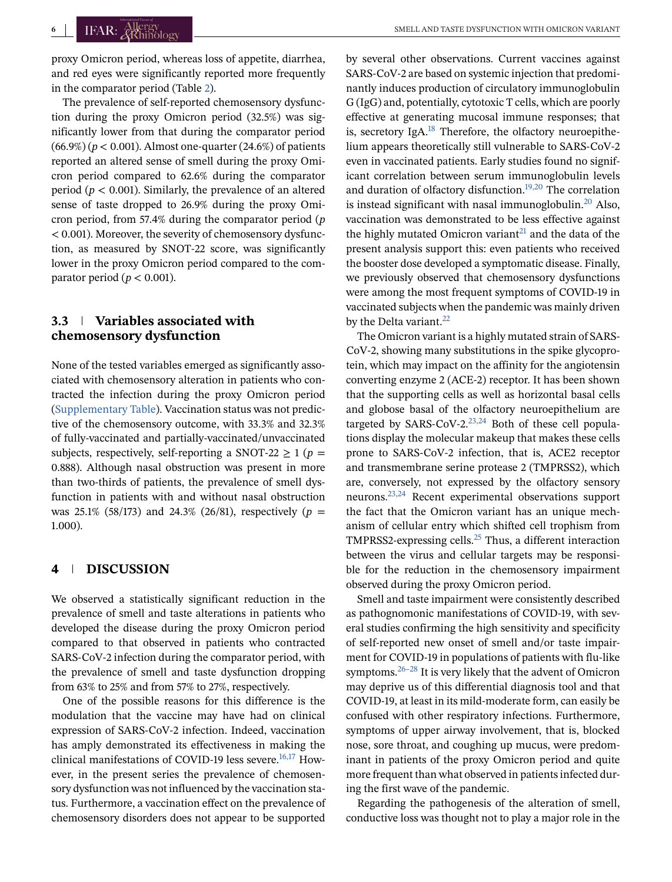proxy Omicron period, whereas loss of appetite, diarrhea, and red eyes were significantly reported more frequently in the comparator period (Table 2).

The prevalence of self-reported chemosensory dysfunction during the proxy Omicron period (32.5%) was significantly lower from that during the comparator period (66.9%) ($p < 0.001$). Almost one-quarter (24.6%) of patients reported an altered sense of smell during the proxy Omicron period compared to 62.6% during the comparator period ($p < 0.001$). Similarly, the prevalence of an altered sense of taste dropped to 26.9% during the proxy Omicron period, from 57.4% during the comparator period ($p < 0.001$). Moreover, the severity of chemosensory dysfunction, as measured by SNOT-22 score, was significantly lower in the proxy Omicron period compared to the comparator period ($p < 0.001$).

### 3.3 | Variables associated with chemosensory dysfunction

None of the tested variables emerged as significantly associated with chemosensory alteration in patients who contracted the infection during the proxy Omicron period (Supplementary Table). Vaccination status was not predictive of the chemosensory outcome, with 33.3% and 32.3% of fully-vaccinated and partially-vaccinated/unvaccinated subjects, respectively, self-reporting a SNOT-22 $\geq 1$ ($p = 0.888$). Although nasal obstruction was present in more than two-thirds of patients, the prevalence of smell dysfunction in patients with and without nasal obstruction was 25.1% (58/173) and 24.3% (26/81), respectively ($p = 1.000$).

## 4 | DISCUSSION

We observed a statistically significant reduction in the prevalence of smell and taste alterations in patients who developed the disease during the proxy Omicron period compared to that observed in patients who contracted SARS-CoV-2 infection during the comparator period, with the prevalence of smell and taste dysfunction dropping from 63% to 25% and from 57% to 27%, respectively.

One of the possible reasons for this difference is the modulation that the vaccine may have had on clinical expression of SARS-CoV-2 infection. Indeed, vaccination has amply demonstrated its effectiveness in making the clinical manifestations of COVID-19 less severe.[16,17] However, in the present series the prevalence of chemosensory dysfunction was not influenced by the vaccination status. Furthermore, a vaccination effect on the prevalence of chemosensory disorders does not appear to be supported by several other observations. Current vaccines against SARS-CoV-2 are based on systemic injection that predominantly induces production of circulatory immunoglobulin G (IgG) and, potentially, cytotoxic T cells, which are poorly effective at generating mucosal immune responses; that is, secretory IgA.[18] Therefore, the olfactory neuroepithelium appears theoretically still vulnerable to SARS-CoV-2 even in vaccinated patients. Early studies found no significant correlation between serum immunoglobulin levels and duration of olfactory disfunction.[19,20] The correlation is instead significant with nasal immunoglobulin.[20] Also, vaccination was demonstrated to be less effective against the highly mutated Omicron variant[21] and the data of the present analysis support this: even patients who received the booster dose developed a symptomatic disease. Finally, we previously observed that chemosensory dysfunctions were among the most frequent symptoms of COVID-19 in vaccinated subjects when the pandemic was mainly driven by the Delta variant.[22]

The Omicron variant is a highly mutated strain of SARS-CoV-2, showing many substitutions in the spike glycoprotein, which may impact on the affinity for the angiotensin converting enzyme 2 (ACE-2) receptor. It has been shown that the supporting cells as well as horizontal basal cells and globose basal of the olfactory neuroepithelium are targeted by SARS-CoV-2.[23,24] Both of these cell populations display the molecular makeup that makes these cells prone to SARS-CoV-2 infection, that is, ACE2 receptor and transmembrane serine protease 2 (TMPRSS2), which are, conversely, not expressed by the olfactory sensory neurons.[23,24] Recent experimental observations support the fact that the Omicron variant has an unique mechanism of cellular entry which shifted cell trophism from TMPRSS2-expressing cells.[25] Thus, a different interaction between the virus and cellular targets may be responsible for the reduction in the chemosensory impairment observed during the proxy Omicron period.

Smell and taste impairment were consistently described as pathognomonic manifestations of COVID-19, with several studies confirming the high sensitivity and specificity of self-reported new onset of smell and/or taste impairment for COVID-19 in populations of patients with flu-like symptoms.[26–28] It is very likely that the advent of Omicron may deprive us of this differential diagnosis tool and that COVID-19, at least in its mild-moderate form, can easily be confused with other respiratory infections. Furthermore, symptoms of upper airway involvement, that is, blocked nose, sore throat, and coughing up mucus, were predominant in patients of the proxy Omicron period and quite more frequent than what observed in patients infected during the first wave of the pandemic.

Regarding the pathogenesis of the alteration of smell, conductive loss was thought not to play a major role in the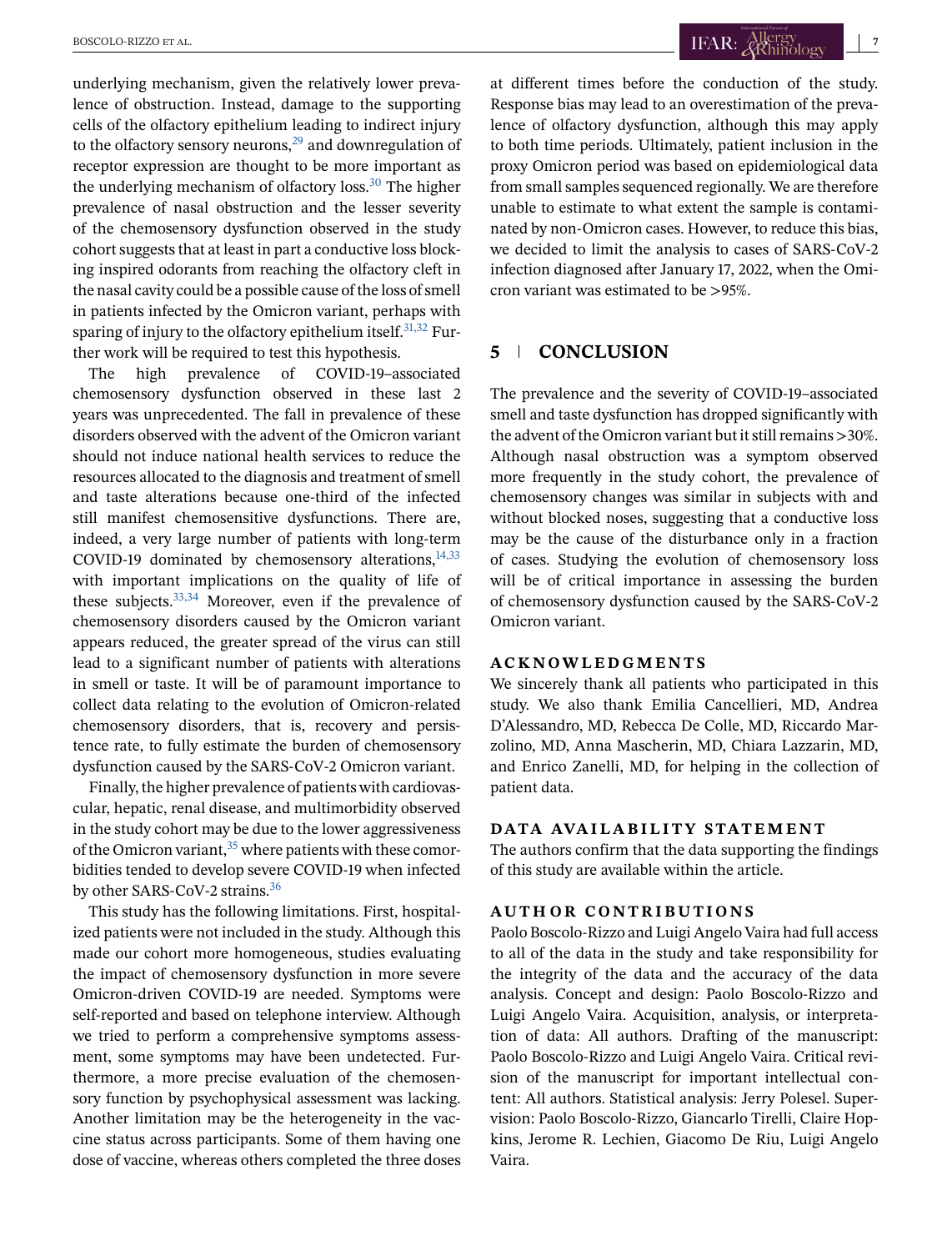underlying mechanism, given the relatively lower prevalence of obstruction. Instead, damage to the supporting cells of the olfactory epithelium leading to indirect injury to the olfactory sensory neurons,[29] and downregulation of receptor expression are thought to be more important as the underlying mechanism of olfactory loss.[30] The higher prevalence of nasal obstruction and the lesser severity of the chemosensory dysfunction observed in the study cohort suggests that at least in part a conductive loss blocking inspired odorants from reaching the olfactory cleft in the nasal cavity could be a possible cause of the loss of smell in patients infected by the Omicron variant, perhaps with sparing of injury to the olfactory epithelium itself.[31,32] Further work will be required to test this hypothesis.

The high prevalence of COVID-19–associated chemosensory dysfunction observed in these last 2 years was unprecedented. The fall in prevalence of these disorders observed with the advent of the Omicron variant should not induce national health services to reduce the resources allocated to the diagnosis and treatment of smell and taste alterations because one-third of the infected still manifest chemosensitive dysfunctions. There are, indeed, a very large number of patients with long-term COVID-19 dominated by chemosensory alterations,[14,33] with important implications on the quality of life of these subjects.[33,34] Moreover, even if the prevalence of chemosensory disorders caused by the Omicron variant appears reduced, the greater spread of the virus can still lead to a significant number of patients with alterations in smell or taste. It will be of paramount importance to collect data relating to the evolution of Omicron-related chemosensory disorders, that is, recovery and persistence rate, to fully estimate the burden of chemosensory dysfunction caused by the SARS-CoV-2 Omicron variant.

Finally, the higher prevalence of patients with cardiovascular, hepatic, renal disease, and multimorbidity observed in the study cohort may be due to the lower aggressiveness of the Omicron variant,[35] where patients with these comorbidities tended to develop severe COVID-19 when infected by other SARS-CoV-2 strains.[36]

This study has the following limitations. First, hospitalized patients were not included in the study. Although this made our cohort more homogeneous, studies evaluating the impact of chemosensory dysfunction in more severe Omicron-driven COVID-19 are needed. Symptoms were self-reported and based on telephone interview. Although we tried to perform a comprehensive symptoms assessment, some symptoms may have been undetected. Furthermore, a more precise evaluation of the chemosensory function by psychophysical assessment was lacking. Another limitation may be the heterogeneity in the vaccine status across participants. Some of them having one dose of vaccine, whereas others completed the three doses at different times before the conduction of the study. Response bias may lead to an overestimation of the prevalence of olfactory dysfunction, although this may apply to both time periods. Ultimately, patient inclusion in the proxy Omicron period was based on epidemiological data from small samples sequenced regionally. We are therefore unable to estimate to what extent the sample is contaminated by non-Omicron cases. However, to reduce this bias, we decided to limit the analysis to cases of SARS-CoV-2 infection diagnosed after January 17, 2022, when the Omicron variant was estimated to be >95%.

## 5 CONCLUSION

The prevalence and the severity of COVID-19–associated smell and taste dysfunction has dropped significantly with the advent of the Omicron variant but it still remains >30%. Although nasal obstruction was a symptom observed more frequently in the study cohort, the prevalence of chemosensory changes was similar in subjects with and without blocked noses, suggesting that a conductive loss may be the cause of the disturbance only in a fraction of cases. Studying the evolution of chemosensory loss will be of critical importance in assessing the burden of chemosensory dysfunction caused by the SARS-CoV-2 Omicron variant.

### ACKNOWLEDGMENTS

We sincerely thank all patients who participated in this study. We also thank Emilia Cancellieri, MD, Andrea D'Alessandro, MD, Rebecca De Colle, MD, Riccardo Marzolino, MD, Anna Mascherin, MD, Chiara Lazzarin, MD, and Enrico Zanelli, MD, for helping in the collection of patient data.

### DATA AVAILABILITY STATEMENT

The authors confirm that the data supporting the findings of this study are available within the article.

### AUTHOR CONTRIBUTIONS

Paolo Boscolo-Rizzo and Luigi Angelo Vaira had full access to all of the data in the study and take responsibility for the integrity of the data and the accuracy of the data analysis. Concept and design: Paolo Boscolo-Rizzo and Luigi Angelo Vaira. Acquisition, analysis, or interpretation of data: All authors. Drafting of the manuscript: Paolo Boscolo-Rizzo and Luigi Angelo Vaira. Critical revision of the manuscript for important intellectual content: All authors. Statistical analysis: Jerry Polesel. Supervision: Paolo Boscolo-Rizzo, Giancarlo Tirelli, Claire Hopkins, Jerome R. Lechien, Giacomo De Riu, Luigi Angelo Vaira.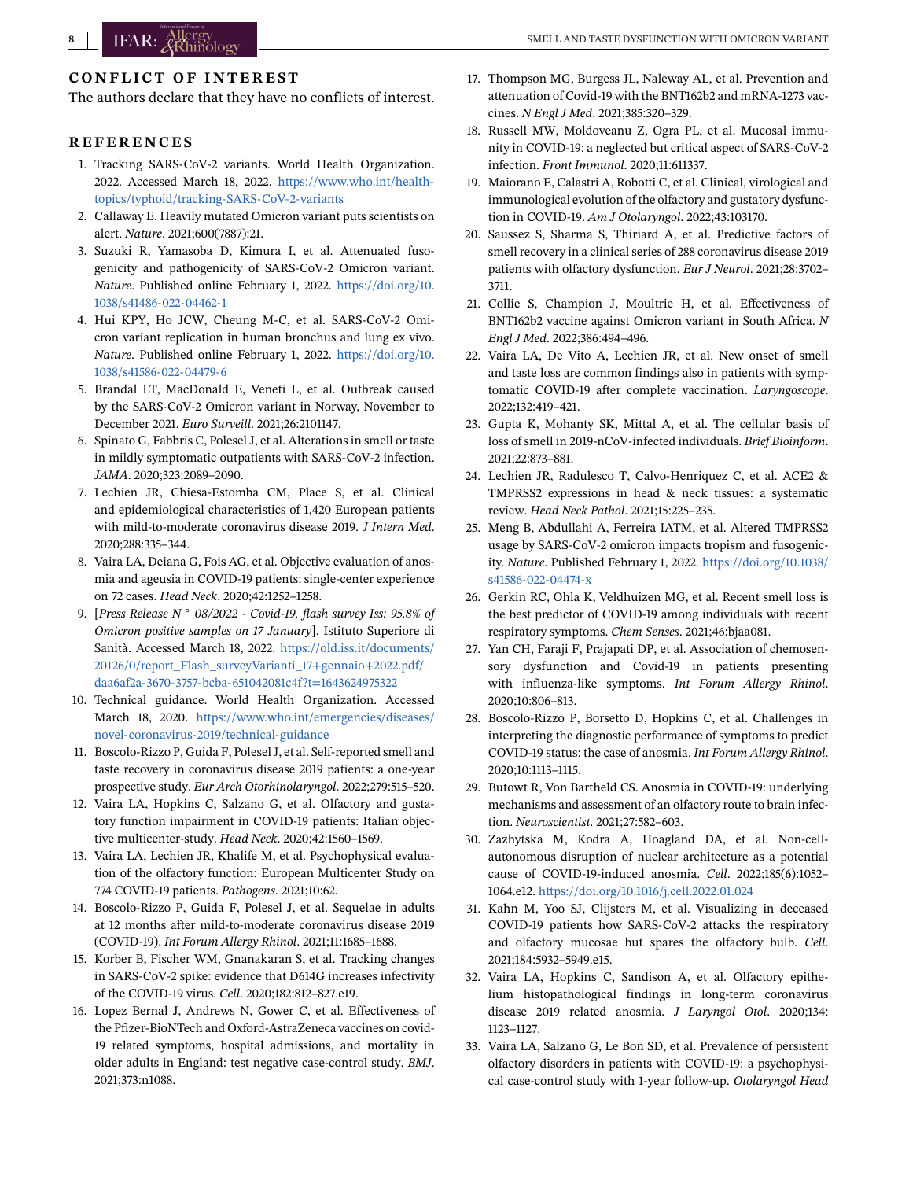## CONFLICT OF INTEREST

The authors declare that they have no conflicts of interest.

## REFERENCES

1. Tracking SARS-CoV-2 variants. World Health Organization. 2022. Accessed March 18, 2022. https://www.who.int/health-topics/typhoid/tracking-SARS-CoV-2-variants
2. Callaway E. Heavily mutated Omicron variant puts scientists on alert. *Nature*. 2021;600(7887):21.
3. Suzuki R, Yamasoba D, Kimura I, et al. Attenuated fusogenicity and pathogenicity of SARS-CoV-2 Omicron variant. *Nature*. Published online February 1, 2022. https://doi.org/10.1038/s41486-022-04462-1
4. Hui KPY, Ho JCW, Cheung M-C, et al. SARS-CoV-2 Omicron variant replication in human bronchus and lung ex vivo. *Nature*. Published online February 1, 2022. https://doi.org/10.1038/s41586-022-04479-6
5. Brandal LT, MacDonald E, Veneti L, et al. Outbreak caused by the SARS-CoV-2 Omicron variant in Norway, November to December 2021. *Euro Surveill*. 2021;26:2101147.
6. Spinato G, Fabbris C, Polesel J, et al. Alterations in smell or taste in mildly symptomatic outpatients with SARS-CoV-2 infection. *JAMA*. 2020;323:2089–2090.
7. Lechien JR, Chiesa-Estomba CM, Place S, et al. Clinical and epidemiological characteristics of 1,420 European patients with mild-to-moderate coronavirus disease 2019. *J Intern Med*. 2020;288:335–344.
8. Vaira LA, Deiana G, Fois AG, et al. Objective evaluation of anosmia and ageusia in COVID-19 patients: single-center experience on 72 cases. *Head Neck*. 2020;42:1252–1258.
9. [*Press Release N° 08/2022 - Covid-19, flash survey Iss: 95.8% of Omicron positive samples on 17 January*]. Istituto Superiore di Sanità. Accessed March 18, 2022. https://old.iss.it/documents/20126/0/report_Flash_surveyVarianti_17+gennaio+2022.pdf/daa6af2a-3670-3757-bcba-651042081c4f?t=1643624975322
10. Technical guidance. World Health Organization. Accessed March 18, 2020. https://www.who.int/emergencies/diseases/novel-coronavirus-2019/technical-guidance
11. Boscolo-Rizzo P, Guida F, Polesel J, et al. Self-reported smell and taste recovery in coronavirus disease 2019 patients: a one-year prospective study. *Eur Arch Otorhinolaryngol*. 2022;279:515–520.
12. Vaira LA, Hopkins C, Salzano G, et al. Olfactory and gustatory function impairment in COVID-19 patients: Italian objective multicenter-study. *Head Neck*. 2020;42:1560–1569.
13. Vaira LA, Lechien JR, Khalife M, et al. Psychophysical evaluation of the olfactory function: European Multicenter Study on 774 COVID-19 patients. *Pathogens*. 2021;10:62.
14. Boscolo-Rizzo P, Guida F, Polesel J, et al. Sequelae in adults at 12 months after mild-to-moderate coronavirus disease 2019 (COVID-19). *Int Forum Allergy Rhinol*. 2021;11:1685–1688.
15. Korber B, Fischer WM, Gnanakaran S, et al. Tracking changes in SARS-CoV-2 spike: evidence that D614G increases infectivity of the COVID-19 virus. *Cell*. 2020;182:812–827.e19.
16. Lopez Bernal J, Andrews N, Gower C, et al. Effectiveness of the Pfizer-BioNTech and Oxford-AstraZeneca vaccines on covid-19 related symptoms, hospital admissions, and mortality in older adults in England: test negative case-control study. *BMJ*. 2021;373:n1088.
17. Thompson MG, Burgess JL, Naleway AL, et al. Prevention and attenuation of Covid-19 with the BNT162b2 and mRNA-1273 vaccines. *N Engl J Med*. 2021;385:320–329.
18. Russell MW, Moldoveanu Z, Ogra PL, et al. Mucosal immunity in COVID-19: a neglected but critical aspect of SARS-CoV-2 infection. *Front Immunol*. 2020;11:611337.
19. Maiorano E, Calastri A, Robotti C, et al. Clinical, virological and immunological evolution of the olfactory and gustatory dysfunction in COVID-19. *Am J Otolaryngol*. 2022;43:103170.
20. Saussez S, Sharma S, Thiriard A, et al. Predictive factors of smell recovery in a clinical series of 288 coronavirus disease 2019 patients with olfactory dysfunction. *Eur J Neurol*. 2021;28:3702–3711.
21. Collie S, Champion J, Moultrie H, et al. Effectiveness of BNT162b2 vaccine against Omicron variant in South Africa. *N Engl J Med*. 2022;386:494–496.
22. Vaira LA, De Vito A, Lechien JR, et al. New onset of smell and taste loss are common findings also in patients with symptomatic COVID-19 after complete vaccination. *Laryngoscope*. 2022;132:419–421.
23. Gupta K, Mohanty SK, Mittal A, et al. The cellular basis of loss of smell in 2019-nCoV-infected individuals. *Brief Bioinform*. 2021;22:873–881.
24. Lechien JR, Radulesco T, Calvo-Henriquez C, et al. ACE2 & TMPRSS2 expressions in head & neck tissues: a systematic review. *Head Neck Pathol*. 2021;15:225–235.
25. Meng B, Abdullahi A, Ferreira IATM, et al. Altered TMPRSS2 usage by SARS-CoV-2 omicron impacts tropism and fusogenicity. *Nature*. Published February 1, 2022. https://doi.org/10.1038/s41586-022-04474-x
26. Gerkin RC, Ohla K, Veldhuizen MG, et al. Recent smell loss is the best predictor of COVID-19 among individuals with recent respiratory symptoms. *Chem Senses*. 2021;46:bjaa081.
27. Yan CH, Faraji F, Prajapati DP, et al. Association of chemosensory dysfunction and Covid-19 in patients presenting with influenza-like symptoms. *Int Forum Allergy Rhinol*. 2020;10:806–813.
28. Boscolo-Rizzo P, Borsetto D, Hopkins C, et al. Challenges in interpreting the diagnostic performance of symptoms to predict COVID-19 status: the case of anosmia. *Int Forum Allergy Rhinol*. 2020;10:1113–1115.
29. Butowt R, Von Bartheld CS. Anosmia in COVID-19: underlying mechanisms and assessment of an olfactory route to brain infection. *Neuroscientist*. 2021;27:582–603.
30. Zazhytska M, Kodra A, Hoagland DA, et al. Non-cell-autonomous disruption of nuclear architecture as a potential cause of COVID-19-induced anosmia. *Cell*. 2022;185(6):1052–1064.e12. https://doi.org/10.1016/j.cell.2022.01.024
31. Kahn M, Yoo SJ, Clijsters M, et al. Visualizing in deceased COVID-19 patients how SARS-CoV-2 attacks the respiratory and olfactory mucosae but spares the olfactory bulb. *Cell*. 2021;184:5932–5949.e15.
32. Vaira LA, Hopkins C, Sandison A, et al. Olfactory epithelium histopathological findings in long-term coronavirus disease 2019 related anosmia. *J Laryngol Otol*. 2020;134: 1123–1127.
33. Vaira LA, Salzano G, Le Bon SD, et al. Prevalence of persistent olfactory disorders in patients with COVID-19: a psychophysical case-control study with 1-year follow-up. *Otolaryngol Head*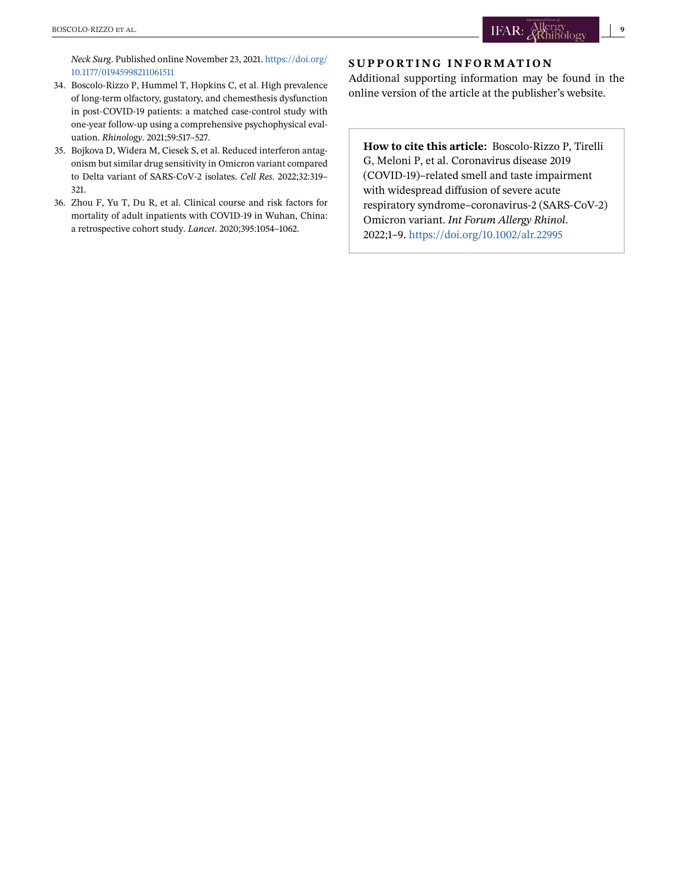*Neck Surg*. Published online November 23, 2021. https://doi.org/10.1177/01945998211061511

34. Boscolo-Rizzo P, Hummel T, Hopkins C, et al. High prevalence of long-term olfactory, gustatory, and chemesthesis dysfunction in post-COVID-19 patients: a matched case-control study with one-year follow-up using a comprehensive psychophysical evaluation. *Rhinology*. 2021;59:517–527.
35. Bojkova D, Widera M, Ciesek S, et al. Reduced interferon antagonism but similar drug sensitivity in Omicron variant compared to Delta variant of SARS-CoV-2 isolates. *Cell Res*. 2022;32:319–321.
36. Zhou F, Yu T, Du R, et al. Clinical course and risk factors for mortality of adult inpatients with COVID-19 in Wuhan, China: a retrospective cohort study. *Lancet*. 2020;395:1054–1062.

## SUPPORTING INFORMATION

Additional supporting information may be found in the online version of the article at the publisher's website.

**How to cite this article:** Boscolo-Rizzo P, Tirelli G, Meloni P, et al. Coronavirus disease 2019 (COVID-19)–related smell and taste impairment with widespread diffusion of severe acute respiratory syndrome–coronavirus-2 (SARS-CoV-2) Omicron variant. *Int Forum Allergy Rhinol*. 2022;1–9. https://doi.org/10.1002/alr.22995